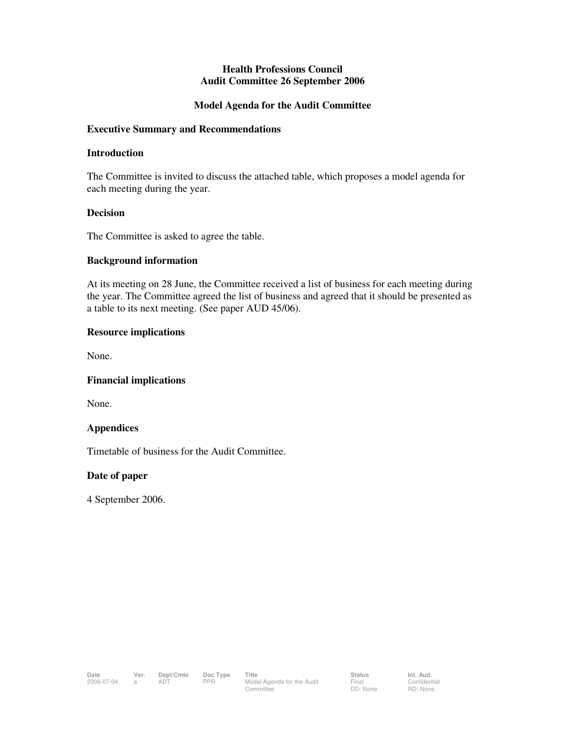# Health Professions Council
# Audit Committee 26 September 2006

## Model Agenda for the Audit Committee

### Executive Summary and Recommendations

### Introduction

The Committee is invited to discuss the attached table, which proposes a model agenda for each meeting during the year.

### Decision

The Committee is asked to agree the table.

### Background information

At its meeting on 28 June, the Committee received a list of business for each meeting during the year. The Committee agreed the list of business and agreed that it should be presented as a table to its next meeting. (See paper AUD 45/06).

### Resource implications

None.

### Financial implications

None.

### Appendices

Timetable of business for the Audit Committee.

### Date of paper

4 September 2006.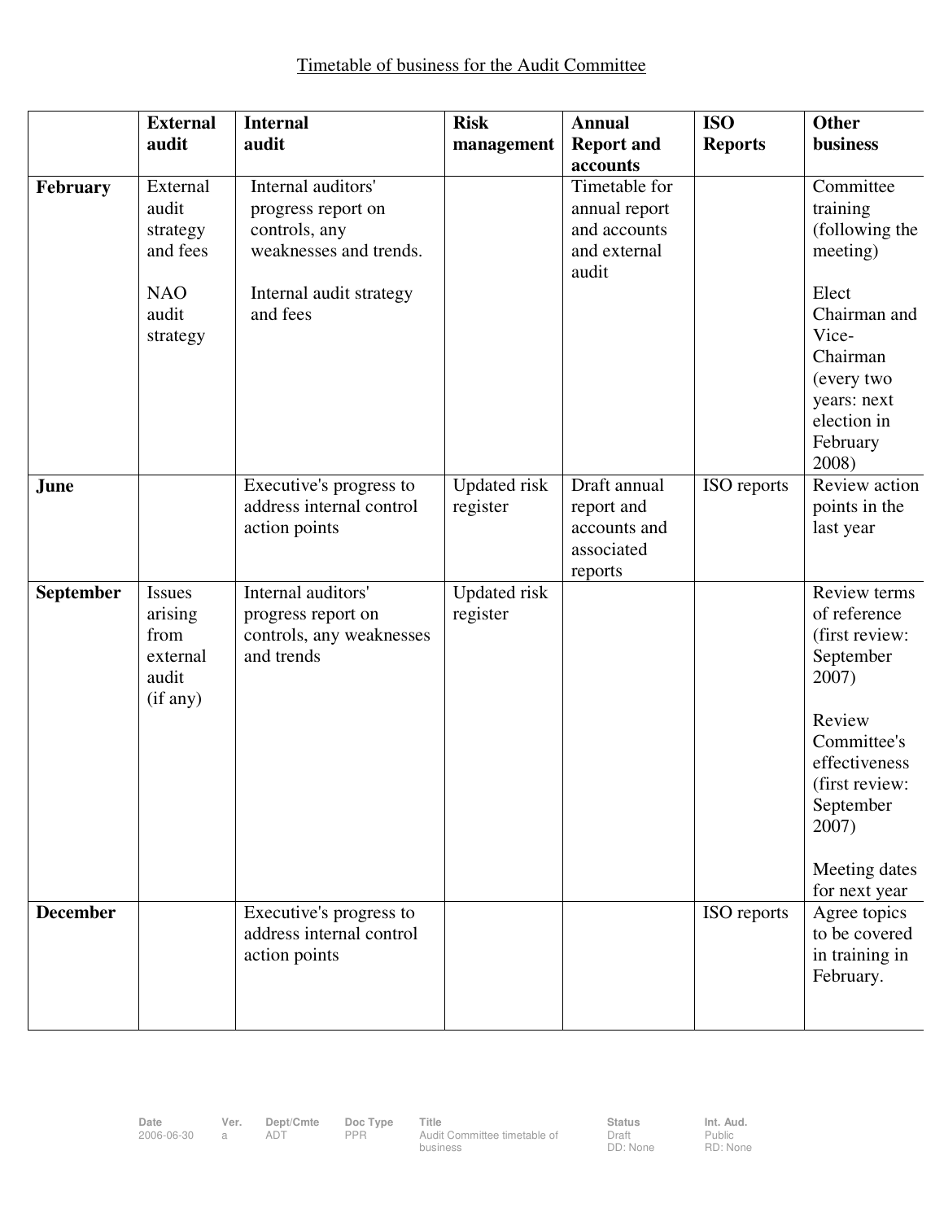Timetable of business for the Audit Committee

| | External audit | Internal audit | Risk management | Annual Report and accounts | ISO Reports | Other business |
|---|---|---|---|---|---|---|
| **February** | External audit strategy and fees<br><br>NAO audit strategy | Internal auditors' progress report on controls, any weaknesses and trends.<br><br>Internal audit strategy and fees | | Timetable for annual report and accounts and external audit | | Committee training (following the meeting)<br><br>Elect Chairman and Vice-Chairman (every two years: next election in February 2008) |
| **June** | | Executive's progress to address internal control action points | Updated risk register | Draft annual report and accounts and associated reports | ISO reports | Review action points in the last year |
| **September** | Issues arising from external audit (if any) | Internal auditors' progress report on controls, any weaknesses and trends | Updated risk register | | | Review terms of reference (first review: September 2007)<br><br>Review Committee's effectiveness (first review: September 2007)<br><br>Meeting dates for next year |
| **December** | | Executive's progress to address internal control action points | | | ISO reports | Agree topics to be covered in training in February. |